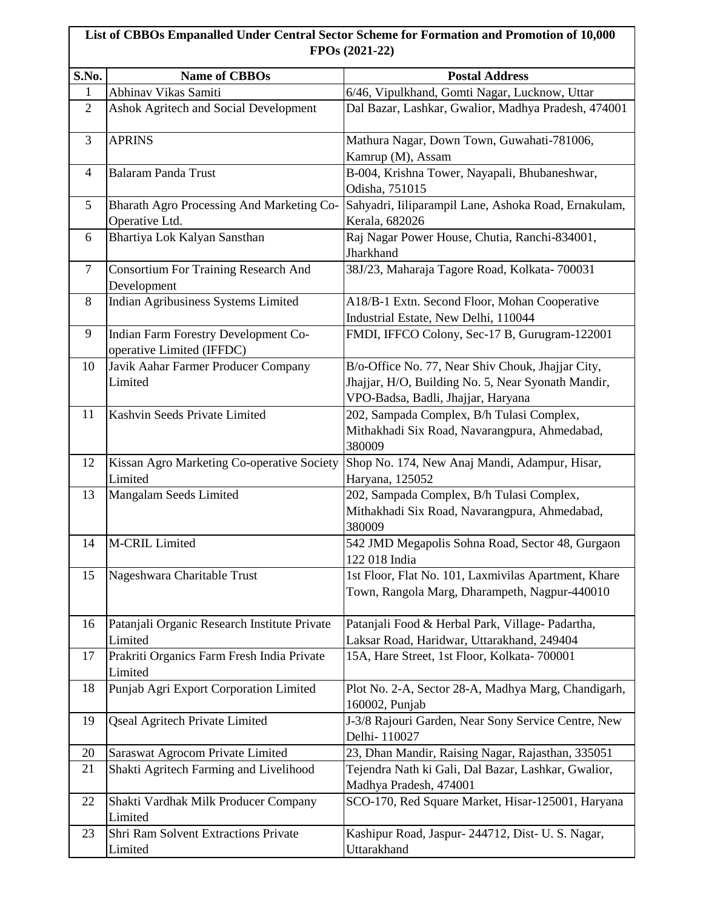**List of CBBOs Empanalled Under Central Sector Scheme for Formation and Promotion of 10,000 FPOs (2021-22)**

| S.No. | Name of CBBOs | Postal Address |
|---|---|---|
| 1 | Abhinav Vikas Samiti | 6/46, Vipulkhand, Gomti Nagar, Lucknow, Uttar |
| 2 | Ashok Agritech and Social Development | Dal Bazar, Lashkar, Gwalior, Madhya Pradesh, 474001 |
| 3 | APRINS | Mathura Nagar, Down Town, Guwahati-781006, Kamrup (M), Assam |
| 4 | Balaram Panda Trust | B-004, Krishna Tower, Nayapali, Bhubaneshwar, Odisha, 751015 |
| 5 | Bharath Agro Processing And Marketing Co-Operative Ltd. | Sahyadri, Iiliparampil Lane, Ashoka Road, Ernakulam, Kerala, 682026 |
| 6 | Bhartiya Lok Kalyan Sansthan | Raj Nagar Power House, Chutia, Ranchi-834001, Jharkhand |
| 7 | Consortium For Training Research And Development | 38J/23, Maharaja Tagore Road, Kolkata- 700031 |
| 8 | Indian Agribusiness Systems Limited | A18/B-1 Extn. Second Floor, Mohan Cooperative Industrial Estate, New Delhi, 110044 |
| 9 | Indian Farm Forestry Development Co-operative Limited (IFFDC) | FMDI, IFFCO Colony, Sec-17 B, Gurugram-122001 |
| 10 | Javik Aahar Farmer Producer Company Limited | B/o-Office No. 77, Near Shiv Chouk, Jhajjar City, Jhajjar, H/O, Building No. 5, Near Syonath Mandir, VPO-Badsa, Badli, Jhajjar, Haryana |
| 11 | Kashvin Seeds Private Limited | 202, Sampada Complex, B/h Tulasi Complex, Mithakhadi Six Road, Navarangpura, Ahmedabad, 380009 |
| 12 | Kissan Agro Marketing Co-operative Society Limited | Shop No. 174, New Anaj Mandi, Adampur, Hisar, Haryana, 125052 |
| 13 | Mangalam Seeds Limited | 202, Sampada Complex, B/h Tulasi Complex, Mithakhadi Six Road, Navarangpura, Ahmedabad, 380009 |
| 14 | M-CRIL Limited | 542 JMD Megapolis Sohna Road, Sector 48, Gurgaon 122 018 India |
| 15 | Nageshwara Charitable Trust | 1st Floor, Flat No. 101, Laxmivilas Apartment, Khare Town, Rangola Marg, Dharampeth, Nagpur-440010 |
| 16 | Patanjali Organic Research Institute Private Limited | Patanjali Food & Herbal Park, Village- Padartha, Laksar Road, Haridwar, Uttarakhand, 249404 |
| 17 | Prakriti Organics Farm Fresh India Private Limited | 15A, Hare Street, 1st Floor, Kolkata- 700001 |
| 18 | Punjab Agri Export Corporation Limited | Plot No. 2-A, Sector 28-A, Madhya Marg, Chandigarh, 160002, Punjab |
| 19 | Qseal Agritech Private Limited | J-3/8 Rajouri Garden, Near Sony Service Centre, New Delhi- 110027 |
| 20 | Saraswat Agrocom Private Limited | 23, Dhan Mandir, Raising Nagar, Rajasthan, 335051 |
| 21 | Shakti Agritech Farming and Livelihood | Tejendra Nath ki Gali, Dal Bazar, Lashkar, Gwalior, Madhya Pradesh, 474001 |
| 22 | Shakti Vardhak Milk Producer Company Limited | SCO-170, Red Square Market, Hisar-125001, Haryana |
| 23 | Shri Ram Solvent Extractions Private Limited | Kashipur Road, Jaspur- 244712, Dist- U. S. Nagar, Uttarakhand |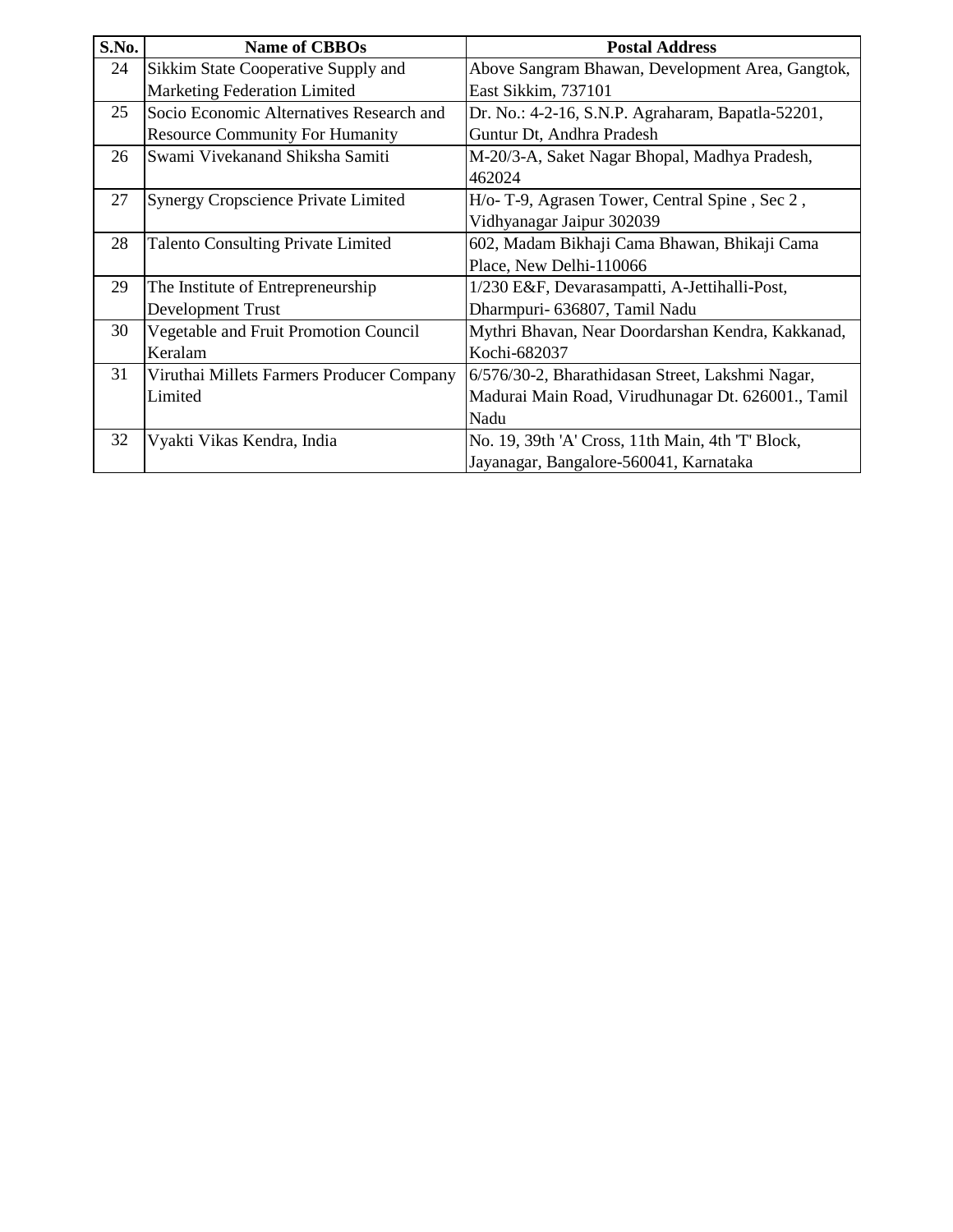| S.No. | Name of CBBOs | Postal Address |
|---|---|---|
| 24 | Sikkim State Cooperative Supply and Marketing Federation Limited | Above Sangram Bhawan, Development Area, Gangtok, East Sikkim, 737101 |
| 25 | Socio Economic Alternatives Research and Resource Community For Humanity | Dr. No.: 4-2-16, S.N.P. Agraharam, Bapatla-52201, Guntur Dt, Andhra Pradesh |
| 26 | Swami Vivekanand Shiksha Samiti | M-20/3-A, Saket Nagar Bhopal, Madhya Pradesh, 462024 |
| 27 | Synergy Cropscience Private Limited | H/o- T-9, Agrasen Tower, Central Spine , Sec 2 , Vidhyanagar Jaipur 302039 |
| 28 | Talento Consulting Private Limited | 602, Madam Bikhaji Cama Bhawan, Bhikaji Cama Place, New Delhi-110066 |
| 29 | The Institute of Entrepreneurship Development Trust | 1/230 E&F, Devarasampatti, A-Jettihalli-Post, Dharmpuri- 636807, Tamil Nadu |
| 30 | Vegetable and Fruit Promotion Council Keralam | Mythri Bhavan, Near Doordarshan Kendra, Kakkanad, Kochi-682037 |
| 31 | Viruthai Millets Farmers Producer Company Limited | 6/576/30-2, Bharathidasan Street, Lakshmi Nagar, Madurai Main Road, Virudhunagar Dt. 626001., Tamil Nadu |
| 32 | Vyakti Vikas Kendra, India | No. 19, 39th 'A' Cross, 11th Main, 4th 'T' Block, Jayanagar, Bangalore-560041, Karnataka |